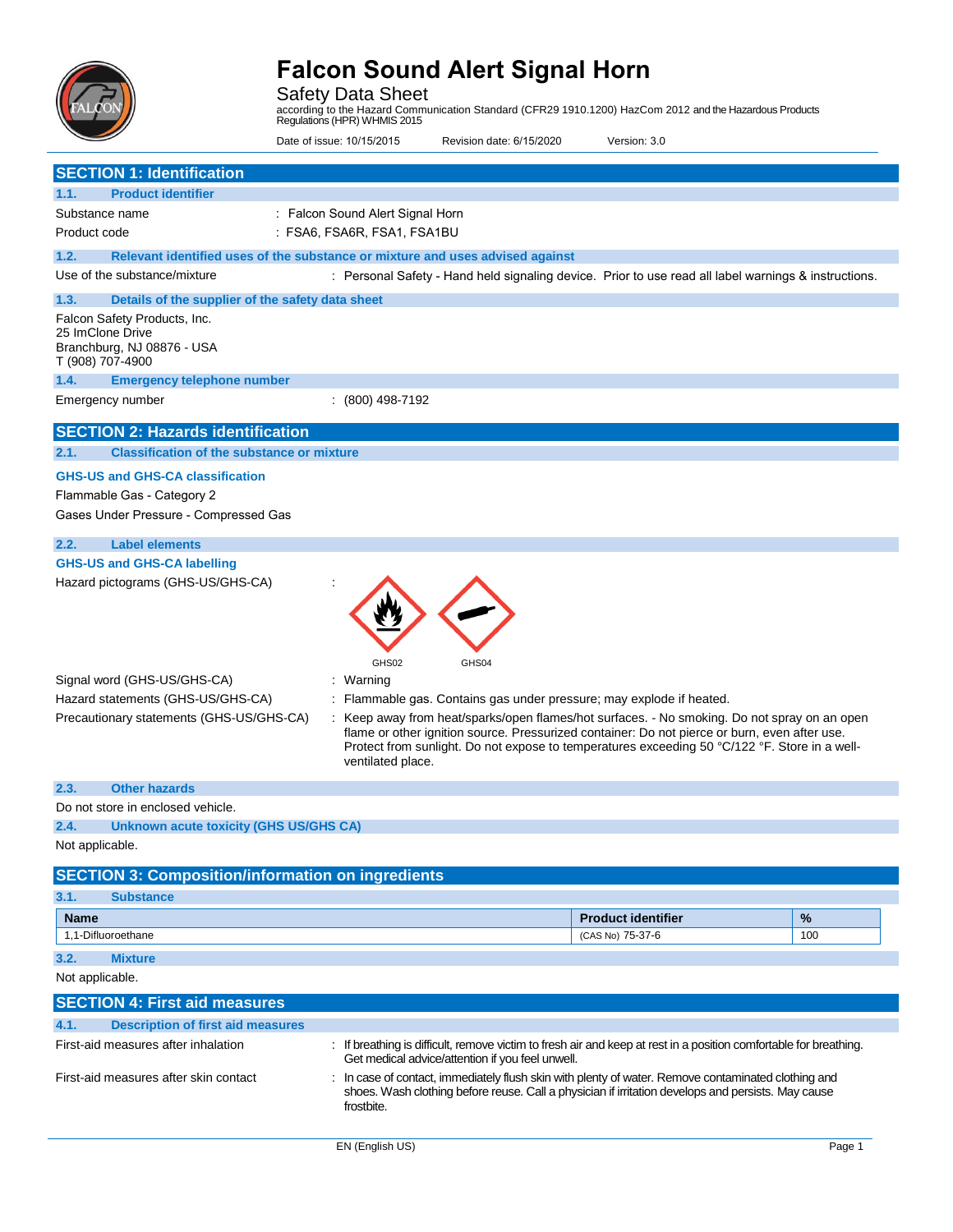# Falcon Sound Alert Signal Horn

Safety Data Sheet

according to the Hazard Communication Standard (CFR29 1910.1200) HazCom 2012 and the Hazardous Products Regulations (HPR) WHMIS 2015

Date of issue: 10/15/2015    Revision date: 6/15/2020    Version: 3.0

## SECTION 1: Identification

### 1.1. Product identifier

Substance name : Falcon Sound Alert Signal Horn

Product code : FSA6, FSA6R, FSA1, FSA1BU

### 1.2. Relevant identified uses of the substance or mixture and uses advised against

Use of the substance/mixture : Personal Safety - Hand held signaling device. Prior to use read all label warnings & instructions.

### 1.3. Details of the supplier of the safety data sheet

Falcon Safety Products, Inc.
25 ImClone Drive
Branchburg, NJ 08876 - USA
T (908) 707-4900

### 1.4. Emergency telephone number

Emergency number : (800) 498-7192

## SECTION 2: Hazards identification

### 2.1. Classification of the substance or mixture

**GHS-US and GHS-CA classification**

Flammable Gas - Category 2

Gases Under Pressure - Compressed Gas

### 2.2. Label elements

**GHS-US and GHS-CA labelling**

Hazard pictograms (GHS-US/GHS-CA) :

GHS02 GHS04

Signal word (GHS-US/GHS-CA) : Warning

Hazard statements (GHS-US/GHS-CA) : Flammable gas. Contains gas under pressure; may explode if heated.

Precautionary statements (GHS-US/GHS-CA) : Keep away from heat/sparks/open flames/hot surfaces. - No smoking. Do not spray on an open flame or other ignition source. Pressurized container: Do not pierce or burn, even after use. Protect from sunlight. Do not expose to temperatures exceeding 50 °C/122 °F. Store in a well-ventilated place.

### 2.3. Other hazards

Do not store in enclosed vehicle.

### 2.4. Unknown acute toxicity (GHS US/GHS CA)

Not applicable.

## SECTION 3: Composition/information on ingredients

### 3.1. Substance

| Name | Product identifier | % |
|---|---|---|
| 1,1-Difluoroethane | (CAS No) 75-37-6 | 100 |

### 3.2. Mixture

Not applicable.

## SECTION 4: First aid measures

### 4.1. Description of first aid measures

First-aid measures after inhalation : If breathing is difficult, remove victim to fresh air and keep at rest in a position comfortable for breathing. Get medical advice/attention if you feel unwell.

First-aid measures after skin contact : In case of contact, immediately flush skin with plenty of water. Remove contaminated clothing and shoes. Wash clothing before reuse. Call a physician if irritation develops and persists. May cause frostbite.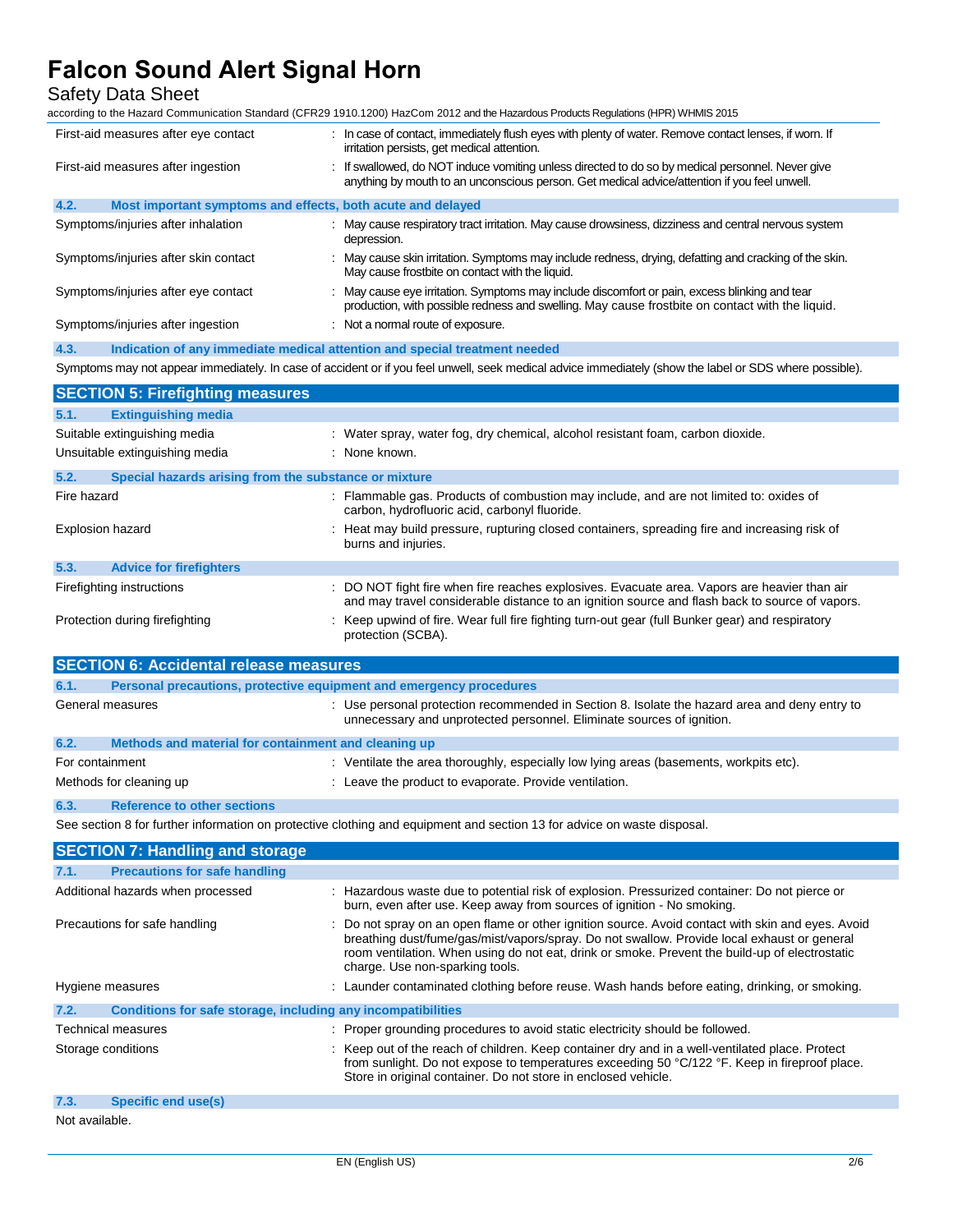| | |
|---|---|
| First-aid measures after eye contact | : In case of contact, immediately flush eyes with plenty of water. Remove contact lenses, if worn. If irritation persists, get medical attention. |
| First-aid measures after ingestion | : If swallowed, do NOT induce vomiting unless directed to do so by medical personnel. Never give anything by mouth to an unconscious person. Get medical advice/attention if you feel unwell. |

### 4.2. Most important symptoms and effects, both acute and delayed

| | |
|---|---|
| Symptoms/injuries after inhalation | : May cause respiratory tract irritation. May cause drowsiness, dizziness and central nervous system depression. |
| Symptoms/injuries after skin contact | : May cause skin irritation. Symptoms may include redness, drying, defatting and cracking of the skin. May cause frostbite on contact with the liquid. |
| Symptoms/injuries after eye contact | : May cause eye irritation. Symptoms may include discomfort or pain, excess blinking and tear production, with possible redness and swelling. May cause frostbite on contact with the liquid. |
| Symptoms/injuries after ingestion | : Not a normal route of exposure. |

### 4.3. Indication of any immediate medical attention and special treatment needed

Symptoms may not appear immediately. In case of accident or if you feel unwell, seek medical advice immediately (show the label or SDS where possible).

## SECTION 5: Firefighting measures

### 5.1. Extinguishing media

| | |
|---|---|
| Suitable extinguishing media | : Water spray, water fog, dry chemical, alcohol resistant foam, carbon dioxide. |
| Unsuitable extinguishing media | : None known. |

### 5.2. Special hazards arising from the substance or mixture

| | |
|---|---|
| Fire hazard | : Flammable gas. Products of combustion may include, and are not limited to: oxides of carbon, hydrofluoric acid, carbonyl fluoride. |
| Explosion hazard | : Heat may build pressure, rupturing closed containers, spreading fire and increasing risk of burns and injuries. |

### 5.3. Advice for firefighters

| | |
|---|---|
| Firefighting instructions | : DO NOT fight fire when fire reaches explosives. Evacuate area. Vapors are heavier than air and may travel considerable distance to an ignition source and flash back to source of vapors. |
| Protection during firefighting | : Keep upwind of fire. Wear full fire fighting turn-out gear (full Bunker gear) and respiratory protection (SCBA). |

## SECTION 6: Accidental release measures

### 6.1. Personal precautions, protective equipment and emergency procedures

| | |
|---|---|
| General measures | : Use personal protection recommended in Section 8. Isolate the hazard area and deny entry to unnecessary and unprotected personnel. Eliminate sources of ignition. |

### 6.2. Methods and material for containment and cleaning up

| | |
|---|---|
| For containment | : Ventilate the area thoroughly, especially low lying areas (basements, workpits etc). |
| Methods for cleaning up | : Leave the product to evaporate. Provide ventilation. |

### 6.3. Reference to other sections

See section 8 for further information on protective clothing and equipment and section 13 for advice on waste disposal.

## SECTION 7: Handling and storage

### 7.1. Precautions for safe handling

| | |
|---|---|
| Additional hazards when processed | : Hazardous waste due to potential risk of explosion. Pressurized container: Do not pierce or burn, even after use. Keep away from sources of ignition - No smoking. |
| Precautions for safe handling | : Do not spray on an open flame or other ignition source. Avoid contact with skin and eyes. Avoid breathing dust/fume/gas/mist/vapors/spray. Do not swallow. Provide local exhaust or general room ventilation. When using do not eat, drink or smoke. Prevent the build-up of electrostatic charge. Use non-sparking tools. |
| Hygiene measures | : Launder contaminated clothing before reuse. Wash hands before eating, drinking, or smoking. |

### 7.2. Conditions for safe storage, including any incompatibilities

| | |
|---|---|
| Technical measures | : Proper grounding procedures to avoid static electricity should be followed. |
| Storage conditions | : Keep out of the reach of children. Keep container dry and in a well-ventilated place. Protect from sunlight. Do not expose to temperatures exceeding 50 °C/122 °F. Keep in fireproof place. Store in original container. Do not store in enclosed vehicle. |

### 7.3. Specific end use(s)

Not available.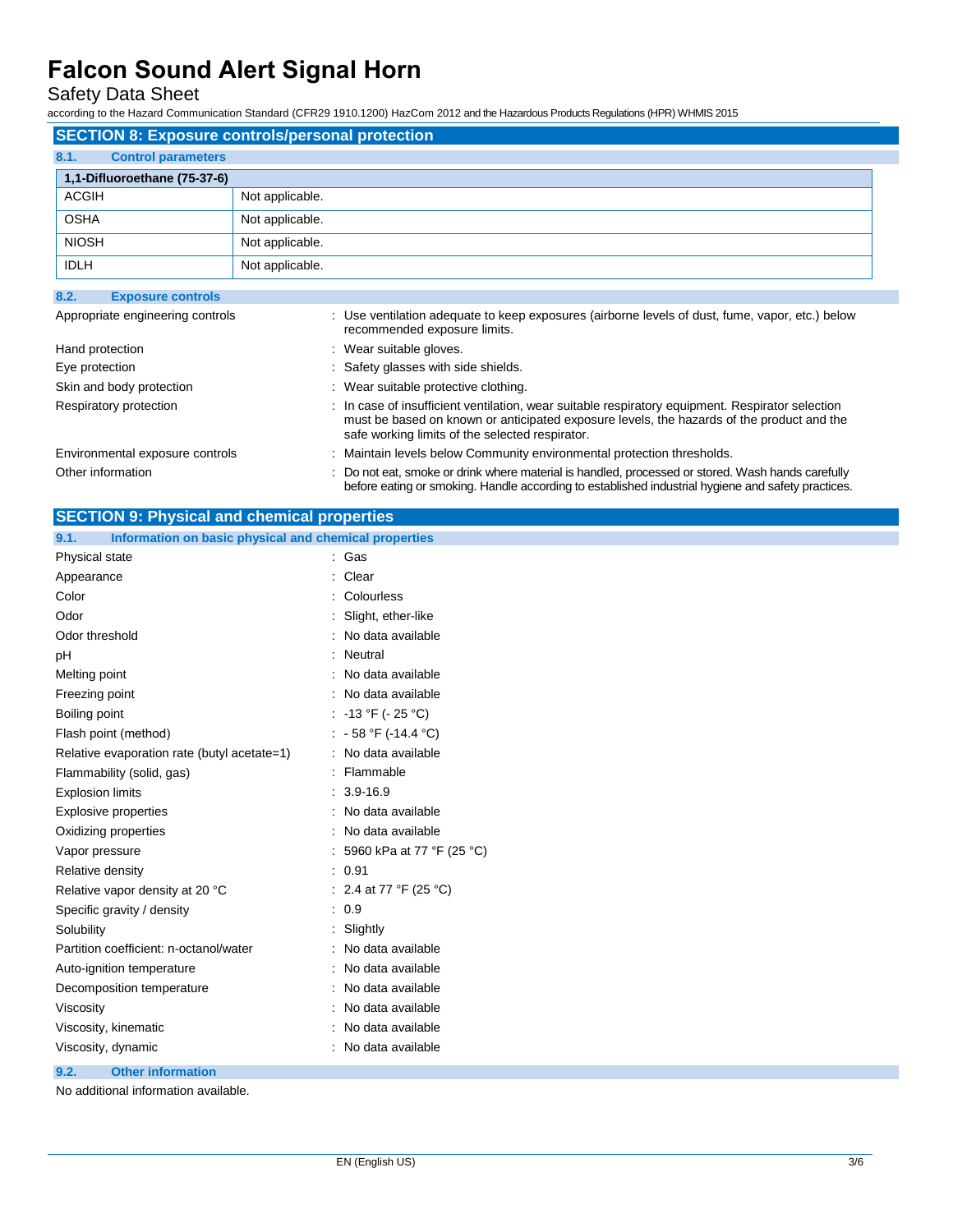## SECTION 8: Exposure controls/personal protection

### 8.1. Control parameters

| 1,1-Difluoroethane (75-37-6) | |
|---|---|
| ACGIH | Not applicable. |
| OSHA | Not applicable. |
| NIOSH | Not applicable. |
| IDLH | Not applicable. |

### 8.2. Exposure controls

| | |
|---|---|
| Appropriate engineering controls | : Use ventilation adequate to keep exposures (airborne levels of dust, fume, vapor, etc.) below recommended exposure limits. |
| Hand protection | : Wear suitable gloves. |
| Eye protection | : Safety glasses with side shields. |
| Skin and body protection | : Wear suitable protective clothing. |
| Respiratory protection | : In case of insufficient ventilation, wear suitable respiratory equipment. Respirator selection must be based on known or anticipated exposure levels, the hazards of the product and the safe working limits of the selected respirator. |
| Environmental exposure controls | : Maintain levels below Community environmental protection thresholds. |
| Other information | : Do not eat, smoke or drink where material is handled, processed or stored. Wash hands carefully before eating or smoking. Handle according to established industrial hygiene and safety practices. |

## SECTION 9: Physical and chemical properties

### 9.1. Information on basic physical and chemical properties

| | |
|---|---|
| Physical state | : Gas |
| Appearance | : Clear |
| Color | : Colourless |
| Odor | : Slight, ether-like |
| Odor threshold | : No data available |
| pH | : Neutral |
| Melting point | : No data available |
| Freezing point | : No data available |
| Boiling point | : -13 °F (- 25 °C) |
| Flash point (method) | : - 58 °F (-14.4 °C) |
| Relative evaporation rate (butyl acetate=1) | : No data available |
| Flammability (solid, gas) | : Flammable |
| Explosion limits | : 3.9-16.9 |
| Explosive properties | : No data available |
| Oxidizing properties | : No data available |
| Vapor pressure | : 5960 kPa at 77 °F (25 °C) |
| Relative density | : 0.91 |
| Relative vapor density at 20 °C | : 2.4 at 77 °F (25 °C) |
| Specific gravity / density | : 0.9 |
| Solubility | : Slightly |
| Partition coefficient: n-octanol/water | : No data available |
| Auto-ignition temperature | : No data available |
| Decomposition temperature | : No data available |
| Viscosity | : No data available |
| Viscosity, kinematic | : No data available |
| Viscosity, dynamic | : No data available |

### 9.2. Other information

No additional information available.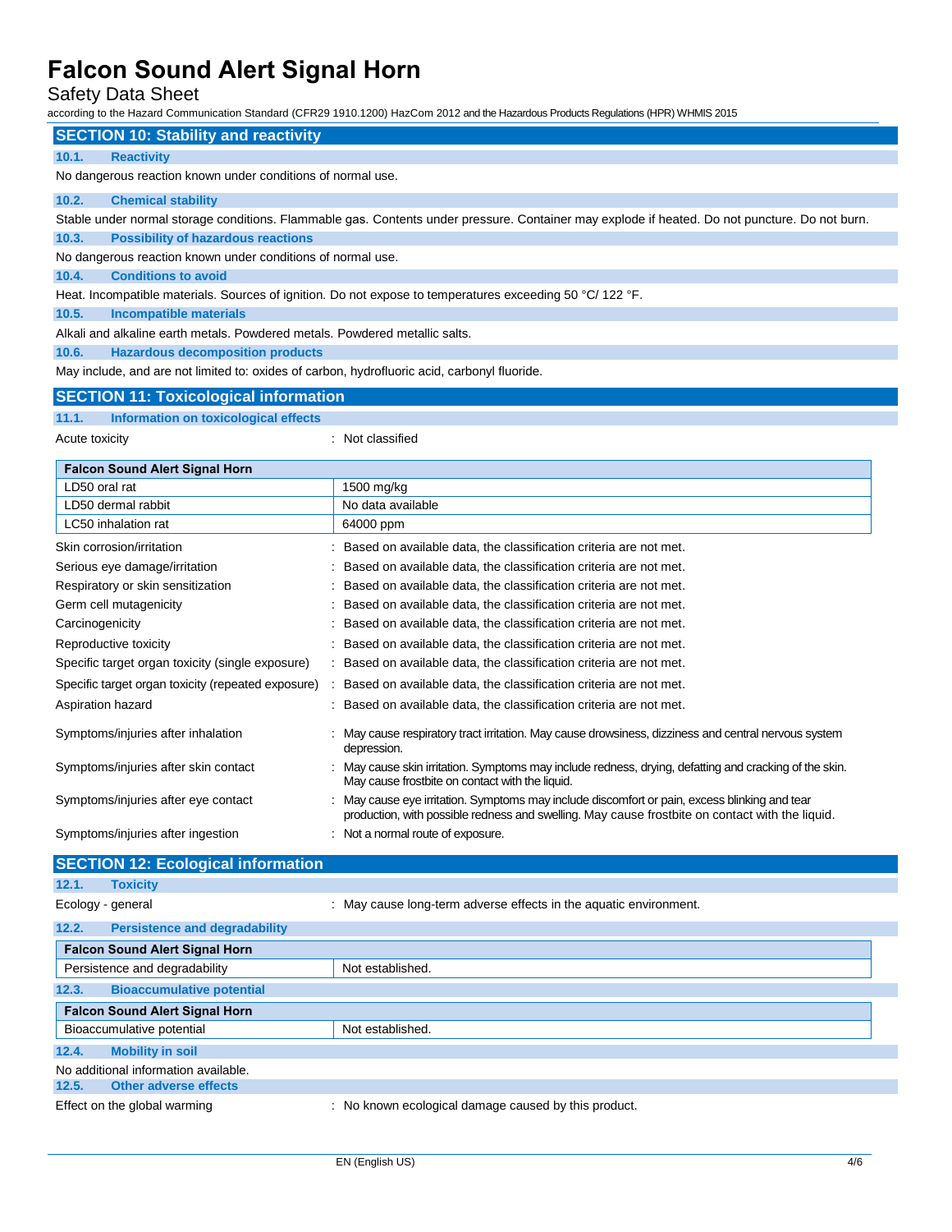## SECTION 10: Stability and reactivity

### 10.1. Reactivity

No dangerous reaction known under conditions of normal use.

### 10.2. Chemical stability

Stable under normal storage conditions. Flammable gas. Contents under pressure. Container may explode if heated. Do not puncture. Do not burn.

### 10.3. Possibility of hazardous reactions

No dangerous reaction known under conditions of normal use.

### 10.4. Conditions to avoid

Heat. Incompatible materials. Sources of ignition. Do not expose to temperatures exceeding 50 °C/ 122 °F.

### 10.5. Incompatible materials

Alkali and alkaline earth metals. Powdered metals. Powdered metallic salts.

### 10.6. Hazardous decomposition products

May include, and are not limited to: oxides of carbon, hydrofluoric acid, carbonyl fluoride.

## SECTION 11: Toxicological information

### 11.1. Information on toxicological effects

Acute toxicity : Not classified

| Falcon Sound Alert Signal Horn | |
|---|---|
| LD50 oral rat | 1500 mg/kg |
| LD50 dermal rabbit | No data available |
| LC50 inhalation rat | 64000 ppm |

Skin corrosion/irritation : Based on available data, the classification criteria are not met.

Serious eye damage/irritation : Based on available data, the classification criteria are not met.

Respiratory or skin sensitization : Based on available data, the classification criteria are not met.

Germ cell mutagenicity : Based on available data, the classification criteria are not met.

Carcinogenicity : Based on available data, the classification criteria are not met.

Reproductive toxicity : Based on available data, the classification criteria are not met.

Specific target organ toxicity (single exposure) : Based on available data, the classification criteria are not met.

Specific target organ toxicity (repeated exposure) : Based on available data, the classification criteria are not met.

Aspiration hazard : Based on available data, the classification criteria are not met.

Symptoms/injuries after inhalation : May cause respiratory tract irritation. May cause drowsiness, dizziness and central nervous system depression.

Symptoms/injuries after skin contact : May cause skin irritation. Symptoms may include redness, drying, defatting and cracking of the skin. May cause frostbite on contact with the liquid.

Symptoms/injuries after eye contact : May cause eye irritation. Symptoms may include discomfort or pain, excess blinking and tear production, with possible redness and swelling. May cause frostbite on contact with the liquid.

Symptoms/injuries after ingestion : Not a normal route of exposure.

## SECTION 12: Ecological information

### 12.1. Toxicity

Ecology - general : May cause long-term adverse effects in the aquatic environment.

### 12.2. Persistence and degradability

| Falcon Sound Alert Signal Horn | |
|---|---|
| Persistence and degradability | Not established. |

### 12.3. Bioaccumulative potential

| Falcon Sound Alert Signal Horn | |
|---|---|
| Bioaccumulative potential | Not established. |

### 12.4. Mobility in soil

No additional information available.

### 12.5. Other adverse effects

Effect on the global warming : No known ecological damage caused by this product.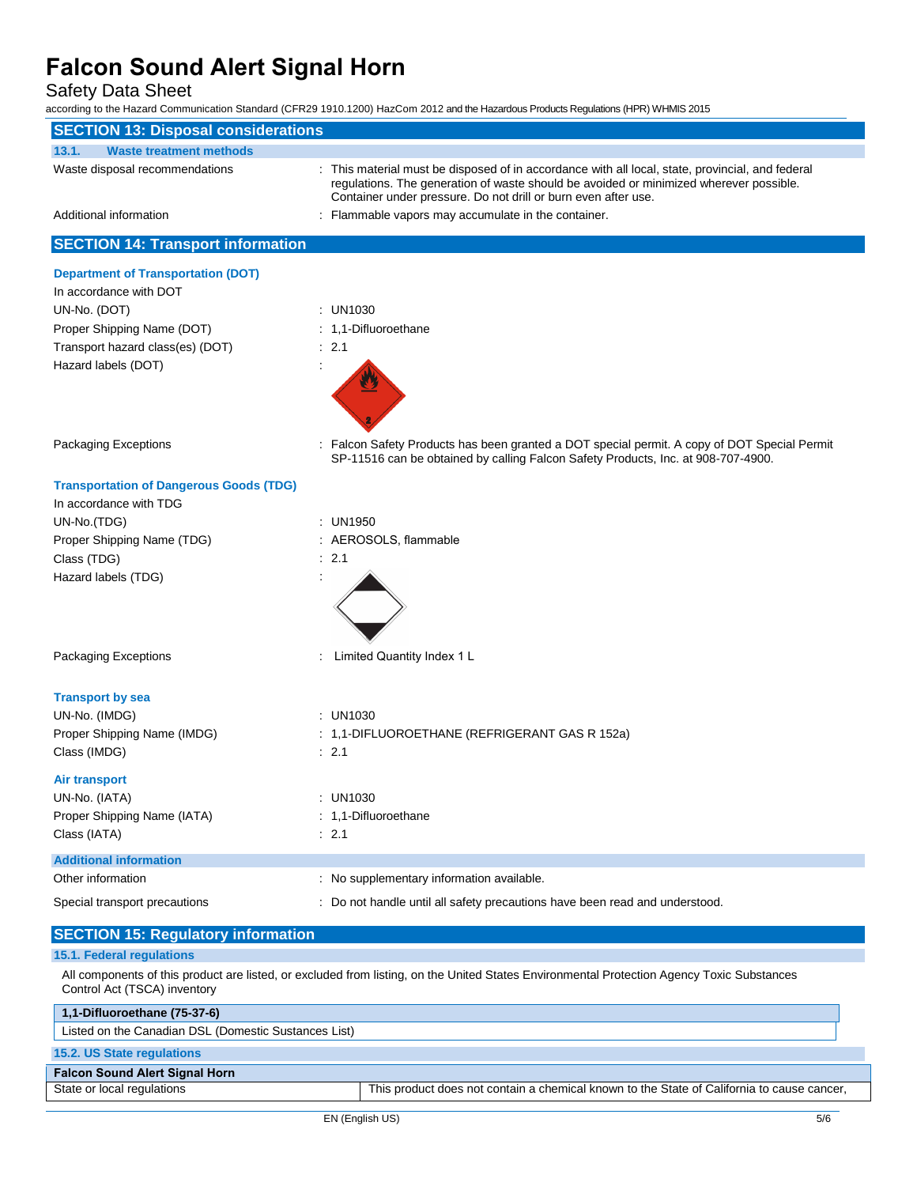## SECTION 13: Disposal considerations

### 13.1. Waste treatment methods

Waste disposal recommendations : This material must be disposed of in accordance with all local, state, provincial, and federal regulations. The generation of waste should be avoided or minimized wherever possible. Container under pressure. Do not drill or burn even after use.

Additional information : Flammable vapors may accumulate in the container.

## SECTION 14: Transport information

**Department of Transportation (DOT)**

In accordance with DOT

UN-No. (DOT) : UN1030

Proper Shipping Name (DOT) : 1,1-Difluoroethane

Transport hazard class(es) (DOT) : 2.1

Hazard labels (DOT) :

Packaging Exceptions : Falcon Safety Products has been granted a DOT special permit. A copy of DOT Special Permit SP-11516 can be obtained by calling Falcon Safety Products, Inc. at 908-707-4900.

**Transportation of Dangerous Goods (TDG)**

In accordance with TDG

UN-No.(TDG) : UN1950

Proper Shipping Name (TDG) : AEROSOLS, flammable

Class (TDG) : 2.1

Hazard labels (TDG) :

Packaging Exceptions : Limited Quantity Index 1 L

**Transport by sea**

UN-No. (IMDG) : UN1030

Proper Shipping Name (IMDG) : 1,1-DIFLUOROETHANE (REFRIGERANT GAS R 152a)

Class (IMDG) : 2.1

**Air transport**

UN-No. (IATA) : UN1030

Proper Shipping Name (IATA) : 1,1-Difluoroethane

Class (IATA) : 2.1

### Additional information

Other information : No supplementary information available.

Special transport precautions : Do not handle until all safety precautions have been read and understood.

## SECTION 15: Regulatory information

### 15.1. Federal regulations

All components of this product are listed, or excluded from listing, on the United States Environmental Protection Agency Toxic Substances Control Act (TSCA) inventory

| 1,1-Difluoroethane (75-37-6) |
|---|
| Listed on the Canadian DSL (Domestic Substances List) |

### 15.2. US State regulations

| Falcon Sound Alert Signal Horn | |
|---|---|
| State or local regulations | This product does not contain a chemical known to the State of California to cause cancer, |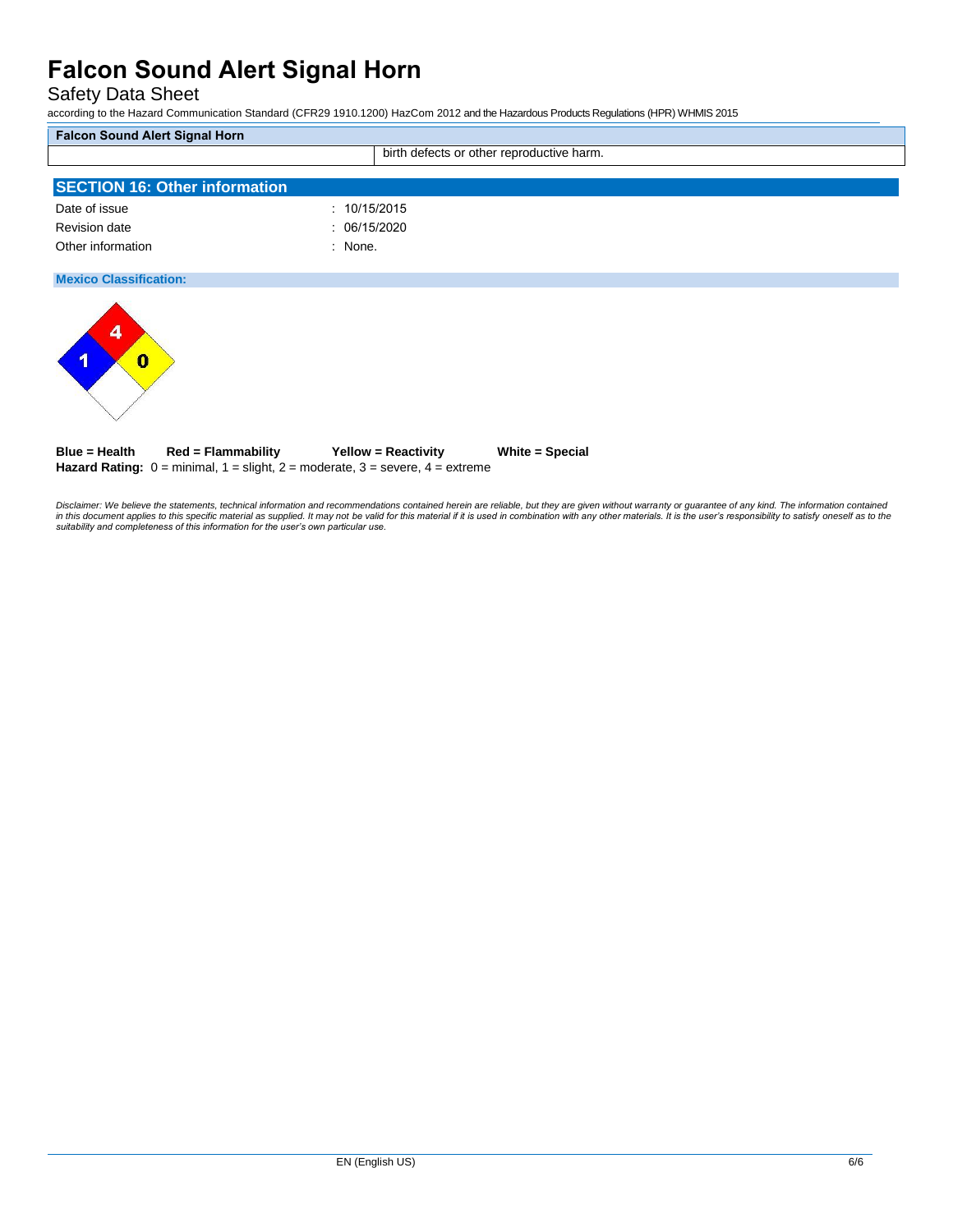| Falcon Sound Alert Signal Horn | |
|---|---|
| | birth defects or other reproductive harm. |

## SECTION 16: Other information

Date of issue : 10/15/2015

Revision date : 06/15/2020

Other information : None.

**Mexico Classification:**

4

1 0

**Blue = Health** **Red = Flammability** **Yellow = Reactivity** **White = Special**

**Hazard Rating:** 0 = minimal, 1 = slight, 2 = moderate, 3 = severe, 4 = extreme

*Disclaimer: We believe the statements, technical information and recommendations contained herein are reliable, but they are given without warranty or guarantee of any kind. The information contained in this document applies to this specific material as supplied. It may not be valid for this material if it is used in combination with any other materials. It is the user's responsibility to satisfy oneself as to the suitability and completeness of this information for the user's own particular use.*